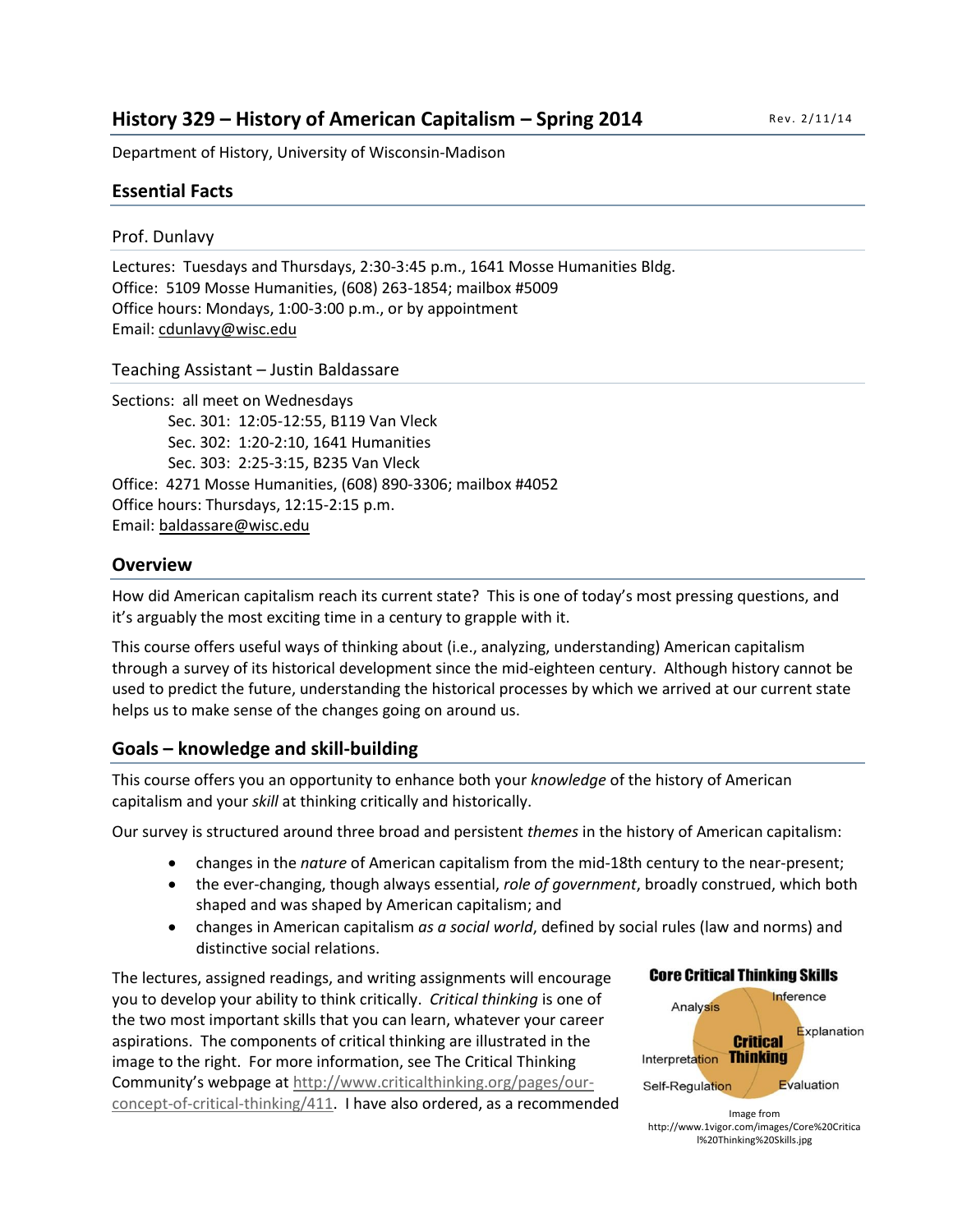## History 329 – History of American Capitalism – Spring 2014

Rev. 2/11/14

Department of History, University of Wisconsin-Madison

## Essential Facts

### Prof. Dunlavy

Lectures: Tuesdays and Thursdays, 2:30-3:45 p.m., 1641 Mosse Humanities Bldg.
Office: 5109 Mosse Humanities, (608) 263-1854; mailbox #5009
Office hours: Mondays, 1:00-3:00 p.m., or by appointment
Email: cdunlavy@wisc.edu

### Teaching Assistant – Justin Baldassare

Sections: all meet on Wednesdays
Sec. 301: 12:05-12:55, B119 Van Vleck
Sec. 302: 1:20-2:10, 1641 Humanities
Sec. 303: 2:25-3:15, B235 Van Vleck
Office: 4271 Mosse Humanities, (608) 890-3306; mailbox #4052
Office hours: Thursdays, 12:15-2:15 p.m.
Email: baldassare@wisc.edu

## Overview

How did American capitalism reach its current state? This is one of today's most pressing questions, and it's arguably the most exciting time in a century to grapple with it.

This course offers useful ways of thinking about (i.e., analyzing, understanding) American capitalism through a survey of its historical development since the mid-eighteen century. Although history cannot be used to predict the future, understanding the historical processes by which we arrived at our current state helps us to make sense of the changes going on around us.

## Goals – knowledge and skill-building

This course offers you an opportunity to enhance both your *knowledge* of the history of American capitalism and your *skill* at thinking critically and historically.

Our survey is structured around three broad and persistent *themes* in the history of American capitalism:

- changes in the *nature* of American capitalism from the mid-18th century to the near-present;
- the ever-changing, though always essential, *role of government*, broadly construed, which both shaped and was shaped by American capitalism; and
- changes in American capitalism *as a social world*, defined by social rules (law and norms) and distinctive social relations.

The lectures, assigned readings, and writing assignments will encourage you to develop your ability to think critically. *Critical thinking* is one of the two most important skills that you can learn, whatever your career aspirations. The components of critical thinking are illustrated in the image to the right. For more information, see The Critical Thinking Community's webpage at http://www.criticalthinking.org/pages/our-concept-of-critical-thinking/411. I have also ordered, as a recommended

**Core Critical Thinking Skills**

Analysis, Inference, Explanation, Critical Thinking, Interpretation, Self-Regulation, Evaluation

Image from http://www.1vigor.com/images/Core%20Critical%20Thinking%20Skills.jpg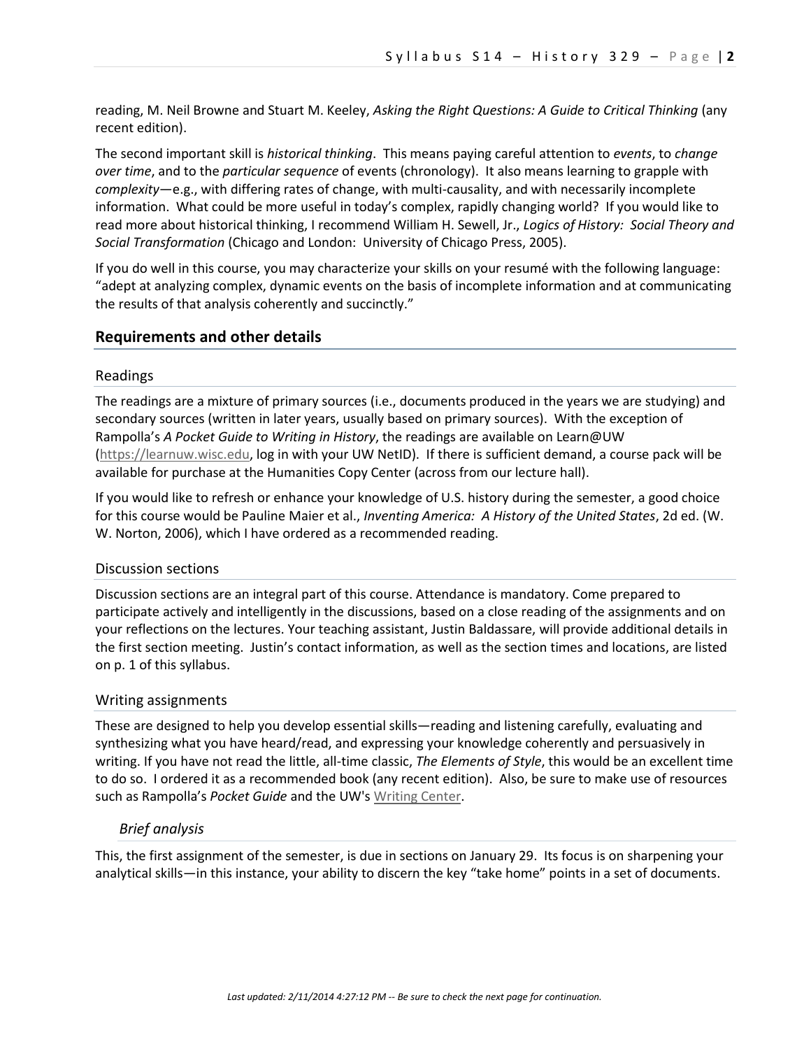reading, M. Neil Browne and Stuart M. Keeley, *Asking the Right Questions: A Guide to Critical Thinking* (any recent edition).

The second important skill is *historical thinking*. This means paying careful attention to *events*, to *change over time*, and to the *particular sequence* of events (chronology). It also means learning to grapple with *complexity*—e.g., with differing rates of change, with multi-causality, and with necessarily incomplete information. What could be more useful in today's complex, rapidly changing world? If you would like to read more about historical thinking, I recommend William H. Sewell, Jr., *Logics of History: Social Theory and Social Transformation* (Chicago and London: University of Chicago Press, 2005).

If you do well in this course, you may characterize your skills on your resumé with the following language: "adept at analyzing complex, dynamic events on the basis of incomplete information and at communicating the results of that analysis coherently and succinctly."

## Requirements and other details

### Readings

The readings are a mixture of primary sources (i.e., documents produced in the years we are studying) and secondary sources (written in later years, usually based on primary sources). With the exception of Rampolla's *A Pocket Guide to Writing in History*, the readings are available on Learn@UW (https://learnuw.wisc.edu, log in with your UW NetID). If there is sufficient demand, a course pack will be available for purchase at the Humanities Copy Center (across from our lecture hall).

If you would like to refresh or enhance your knowledge of U.S. history during the semester, a good choice for this course would be Pauline Maier et al., *Inventing America: A History of the United States*, 2d ed. (W. W. Norton, 2006), which I have ordered as a recommended reading.

### Discussion sections

Discussion sections are an integral part of this course. Attendance is mandatory. Come prepared to participate actively and intelligently in the discussions, based on a close reading of the assignments and on your reflections on the lectures. Your teaching assistant, Justin Baldassare, will provide additional details in the first section meeting. Justin's contact information, as well as the section times and locations, are listed on p. 1 of this syllabus.

### Writing assignments

These are designed to help you develop essential skills—reading and listening carefully, evaluating and synthesizing what you have heard/read, and expressing your knowledge coherently and persuasively in writing. If you have not read the little, all-time classic, *The Elements of Style*, this would be an excellent time to do so. I ordered it as a recommended book (any recent edition). Also, be sure to make use of resources such as Rampolla's *Pocket Guide* and the UW's Writing Center.

#### *Brief analysis*

This, the first assignment of the semester, is due in sections on January 29. Its focus is on sharpening your analytical skills—in this instance, your ability to discern the key "take home" points in a set of documents.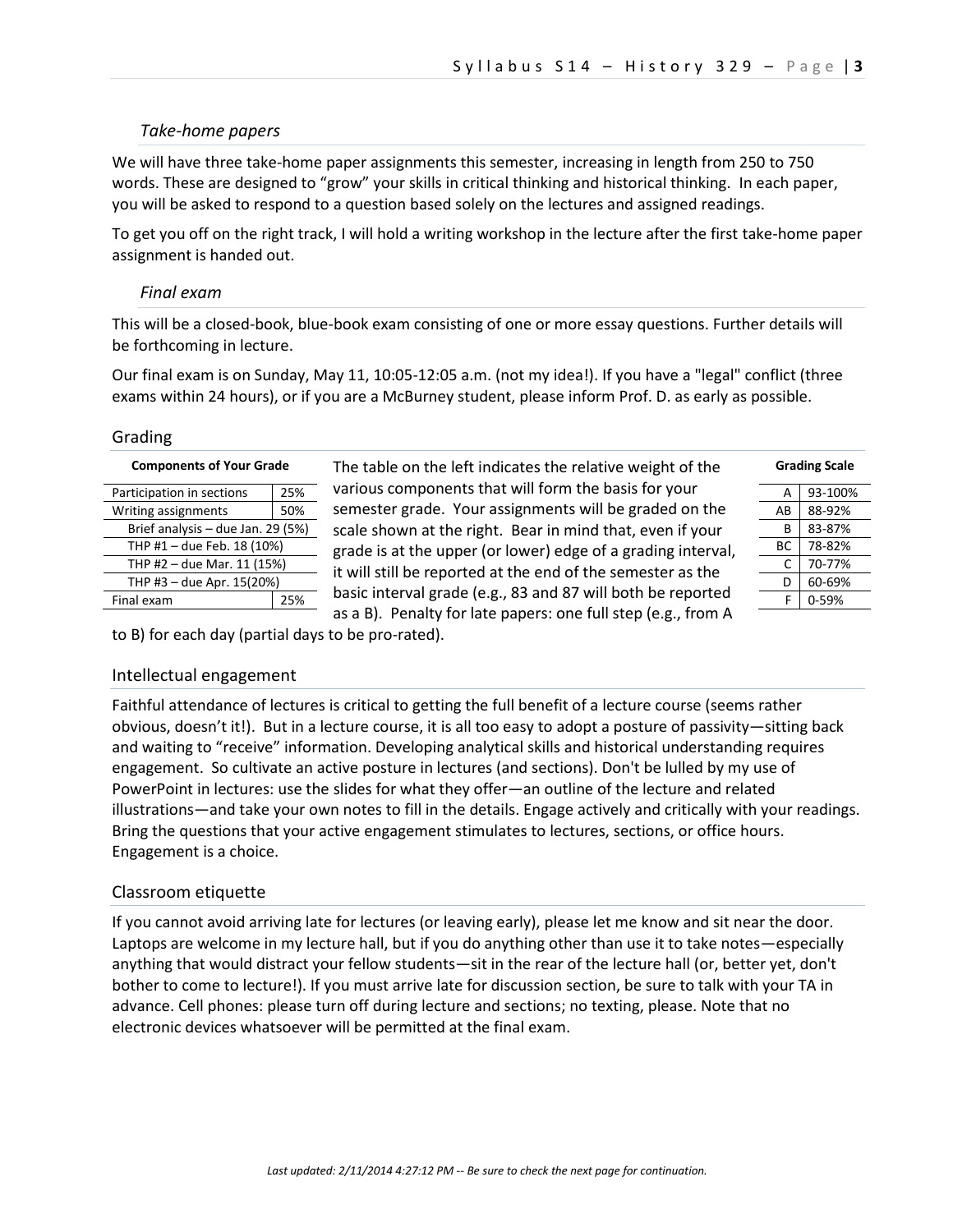### *Take-home papers*

We will have three take-home paper assignments this semester, increasing in length from 250 to 750 words. These are designed to "grow" your skills in critical thinking and historical thinking. In each paper, you will be asked to respond to a question based solely on the lectures and assigned readings.

To get you off on the right track, I will hold a writing workshop in the lecture after the first take-home paper assignment is handed out.

### *Final exam*

This will be a closed-book, blue-book exam consisting of one or more essay questions. Further details will be forthcoming in lecture.

Our final exam is on Sunday, May 11, 10:05-12:05 a.m. (not my idea!). If you have a "legal" conflict (three exams within 24 hours), or if you are a McBurney student, please inform Prof. D. as early as possible.

## Grading

**Components of Your Grade**

| Component | Weight |
|---|---|
| Participation in sections | 25% |
| Writing assignments | 50% |
| Brief analysis – due Jan. 29 (5%) | |
| THP #1 – due Feb. 18 (10%) | |
| THP #2 – due Mar. 11 (15%) | |
| THP #3 – due Apr. 15(20%) | |
| Final exam | 25% |

The table on the left indicates the relative weight of the various components that will form the basis for your semester grade. Your assignments will be graded on the scale shown at the right. Bear in mind that, even if your grade is at the upper (or lower) edge of a grading interval, it will still be reported at the end of the semester as the basic interval grade (e.g., 83 and 87 will both be reported as a B). Penalty for late papers: one full step (e.g., from A to B) for each day (partial days to be pro-rated).

**Grading Scale**

| Grade | Range |
|---|---|
| A | 93-100% |
| AB | 88-92% |
| B | 83-87% |
| BC | 78-82% |
| C | 70-77% |
| D | 60-69% |
| F | 0-59% |

## Intellectual engagement

Faithful attendance of lectures is critical to getting the full benefit of a lecture course (seems rather obvious, doesn't it!). But in a lecture course, it is all too easy to adopt a posture of passivity—sitting back and waiting to "receive" information. Developing analytical skills and historical understanding requires engagement. So cultivate an active posture in lectures (and sections). Don't be lulled by my use of PowerPoint in lectures: use the slides for what they offer—an outline of the lecture and related illustrations—and take your own notes to fill in the details. Engage actively and critically with your readings. Bring the questions that your active engagement stimulates to lectures, sections, or office hours. Engagement is a choice.

## Classroom etiquette

If you cannot avoid arriving late for lectures (or leaving early), please let me know and sit near the door. Laptops are welcome in my lecture hall, but if you do anything other than use it to take notes—especially anything that would distract your fellow students—sit in the rear of the lecture hall (or, better yet, don't bother to come to lecture!). If you must arrive late for discussion section, be sure to talk with your TA in advance. Cell phones: please turn off during lecture and sections; no texting, please. Note that no electronic devices whatsoever will be permitted at the final exam.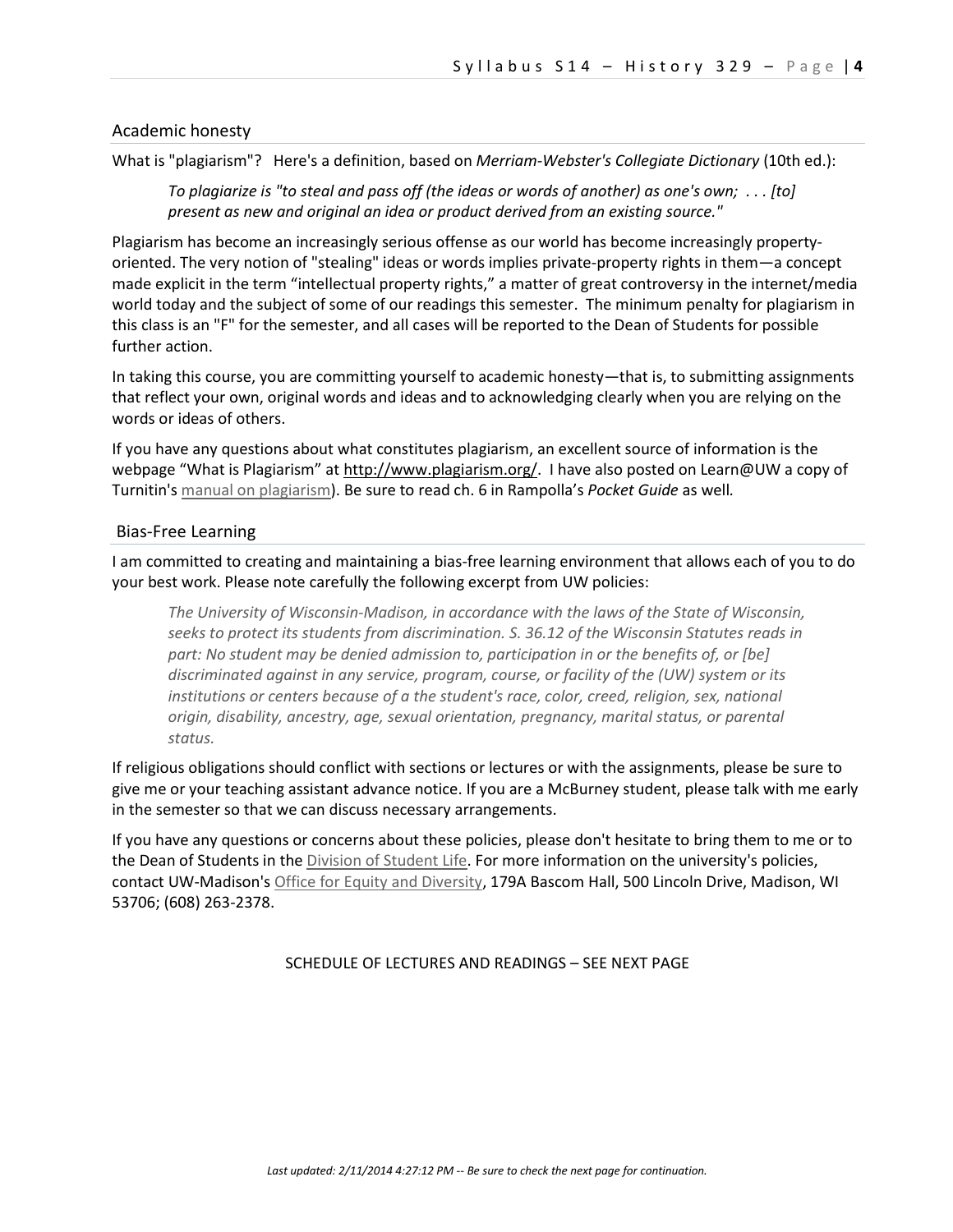## Academic honesty

What is "plagiarism"? Here's a definition, based on *Merriam-Webster's Collegiate Dictionary* (10th ed.):

> *To plagiarize is "to steal and pass off (the ideas or words of another) as one's own; . . . [to] present as new and original an idea or product derived from an existing source."*

Plagiarism has become an increasingly serious offense as our world has become increasingly property-oriented. The very notion of "stealing" ideas or words implies private-property rights in them—a concept made explicit in the term "intellectual property rights," a matter of great controversy in the internet/media world today and the subject of some of our readings this semester. The minimum penalty for plagiarism in this class is an "F" for the semester, and all cases will be reported to the Dean of Students for possible further action.

In taking this course, you are committing yourself to academic honesty—that is, to submitting assignments that reflect your own, original words and ideas and to acknowledging clearly when you are relying on the words or ideas of others.

If you have any questions about what constitutes plagiarism, an excellent source of information is the webpage "What is Plagiarism" at http://www.plagiarism.org/. I have also posted on Learn@UW a copy of Turnitin's manual on plagiarism). Be sure to read ch. 6 in Rampolla's *Pocket Guide* as well.

## Bias-Free Learning

I am committed to creating and maintaining a bias-free learning environment that allows each of you to do your best work. Please note carefully the following excerpt from UW policies:

> *The University of Wisconsin-Madison, in accordance with the laws of the State of Wisconsin, seeks to protect its students from discrimination. S. 36.12 of the Wisconsin Statutes reads in part: No student may be denied admission to, participation in or the benefits of, or [be] discriminated against in any service, program, course, or facility of the (UW) system or its institutions or centers because of a the student's race, color, creed, religion, sex, national origin, disability, ancestry, age, sexual orientation, pregnancy, marital status, or parental status.*

If religious obligations should conflict with sections or lectures or with the assignments, please be sure to give me or your teaching assistant advance notice. If you are a McBurney student, please talk with me early in the semester so that we can discuss necessary arrangements.

If you have any questions or concerns about these policies, please don't hesitate to bring them to me or to the Dean of Students in the Division of Student Life. For more information on the university's policies, contact UW-Madison's Office for Equity and Diversity, 179A Bascom Hall, 500 Lincoln Drive, Madison, WI 53706; (608) 263-2378.

SCHEDULE OF LECTURES AND READINGS – SEE NEXT PAGE

*Last updated: 2/11/2014 4:27:12 PM -- Be sure to check the next page for continuation.*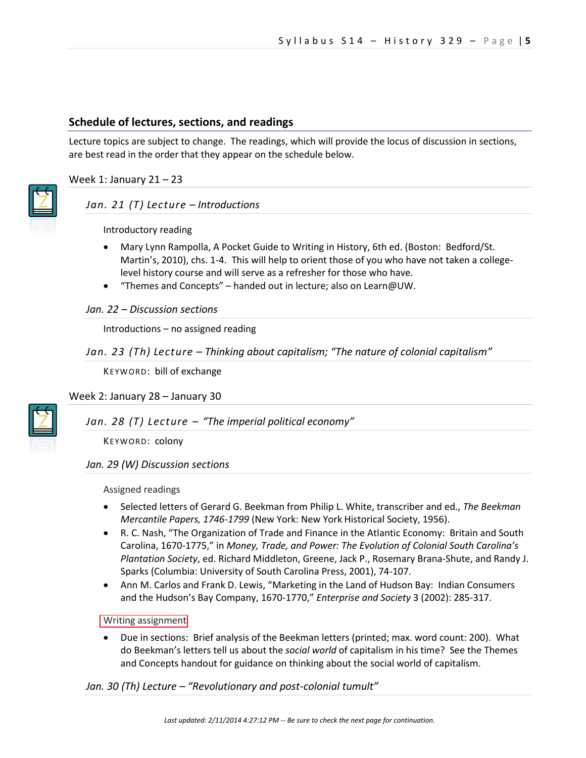## Schedule of lectures, sections, and readings

Lecture topics are subject to change. The readings, which will provide the locus of discussion in sections, are best read in the order that they appear on the schedule below.

### Week 1: January 21 – 23

#### *Jan. 21 (T) Lecture – Introductions*

Introductory reading

- Mary Lynn Rampolla, A Pocket Guide to Writing in History, 6th ed. (Boston: Bedford/St. Martin's, 2010), chs. 1-4. This will help to orient those of you who have not taken a college-level history course and will serve as a refresher for those who have.
- "Themes and Concepts" – handed out in lecture; also on Learn@UW.

#### *Jan. 22 – Discussion sections*

Introductions – no assigned reading

#### *Jan. 23 (Th) Lecture – Thinking about capitalism; "The nature of colonial capitalism"*

KEYWORD: bill of exchange

### Week 2: January 28 – January 30

#### *Jan. 28 (T) Lecture – "The imperial political economy"*

KEYWORD: colony

#### *Jan. 29 (W) Discussion sections*

Assigned readings

- Selected letters of Gerard G. Beekman from Philip L. White, transcriber and ed., *The Beekman Mercantile Papers, 1746-1799* (New York: New York Historical Society, 1956).
- R. C. Nash, "The Organization of Trade and Finance in the Atlantic Economy: Britain and South Carolina, 1670-1775," in *Money, Trade, and Power: The Evolution of Colonial South Carolina's Plantation Society*, ed. Richard Middleton, Greene, Jack P., Rosemary Brana-Shute, and Randy J. Sparks (Columbia: University of South Carolina Press, 2001), 74-107.
- Ann M. Carlos and Frank D. Lewis, "Marketing in the Land of Hudson Bay: Indian Consumers and the Hudson's Bay Company, 1670-1770," *Enterprise and Society* 3 (2002): 285-317.

Writing assignment

- Due in sections: Brief analysis of the Beekman letters (printed; max. word count: 200). What do Beekman's letters tell us about the *social world* of capitalism in his time? See the Themes and Concepts handout for guidance on thinking about the social world of capitalism.

#### *Jan. 30 (Th) Lecture – "Revolutionary and post-colonial tumult"*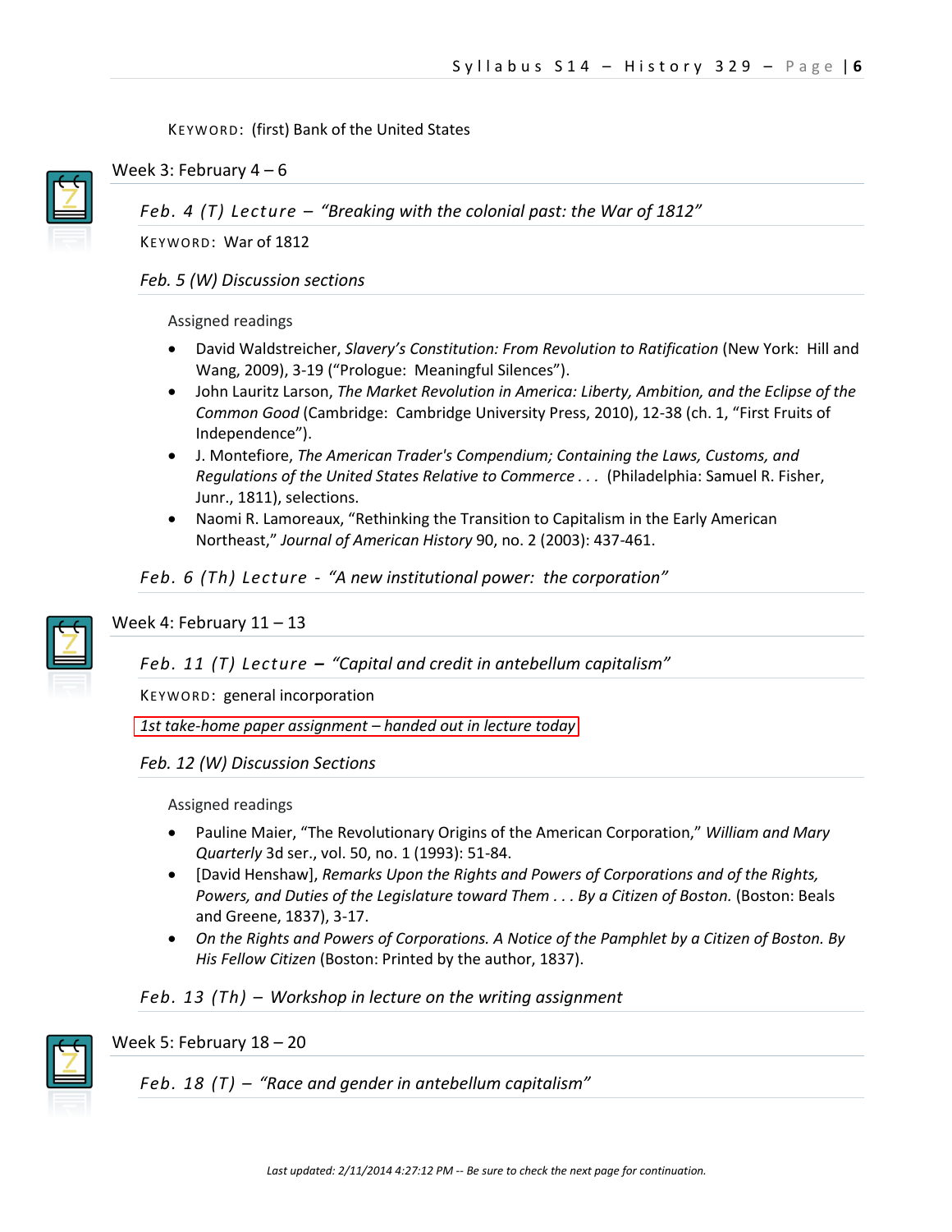KEYWORD: (first) Bank of the United States

## Week 3: February 4 – 6

### *Feb. 4 (T) Lecture – "Breaking with the colonial past: the War of 1812"*

KEYWORD: War of 1812

### *Feb. 5 (W) Discussion sections*

Assigned readings

- David Waldstreicher, *Slavery's Constitution: From Revolution to Ratification* (New York: Hill and Wang, 2009), 3-19 ("Prologue: Meaningful Silences").
- John Lauritz Larson, *The Market Revolution in America: Liberty, Ambition, and the Eclipse of the Common Good* (Cambridge: Cambridge University Press, 2010), 12-38 (ch. 1, "First Fruits of Independence").
- J. Montefiore, *The American Trader's Compendium; Containing the Laws, Customs, and Regulations of the United States Relative to Commerce . . .* (Philadelphia: Samuel R. Fisher, Junr., 1811), selections.
- Naomi R. Lamoreaux, "Rethinking the Transition to Capitalism in the Early American Northeast," *Journal of American History* 90, no. 2 (2003): 437-461.

### *Feb. 6 (Th) Lecture - "A new institutional power: the corporation"*

## Week 4: February 11 – 13

### *Feb. 11 (T) Lecture – "Capital and credit in antebellum capitalism"*

KEYWORD: general incorporation

*1st take-home paper assignment – handed out in lecture today*

### *Feb. 12 (W) Discussion Sections*

Assigned readings

- Pauline Maier, "The Revolutionary Origins of the American Corporation," *William and Mary Quarterly* 3d ser., vol. 50, no. 1 (1993): 51-84.
- [David Henshaw], *Remarks Upon the Rights and Powers of Corporations and of the Rights, Powers, and Duties of the Legislature toward Them . . . By a Citizen of Boston.* (Boston: Beals and Greene, 1837), 3-17.
- *On the Rights and Powers of Corporations. A Notice of the Pamphlet by a Citizen of Boston. By His Fellow Citizen* (Boston: Printed by the author, 1837).

### *Feb. 13 (Th) – Workshop in lecture on the writing assignment*

## Week 5: February 18 – 20

### *Feb. 18 (T) – "Race and gender in antebellum capitalism"*

*Last updated: 2/11/2014 4:27:12 PM -- Be sure to check the next page for continuation.*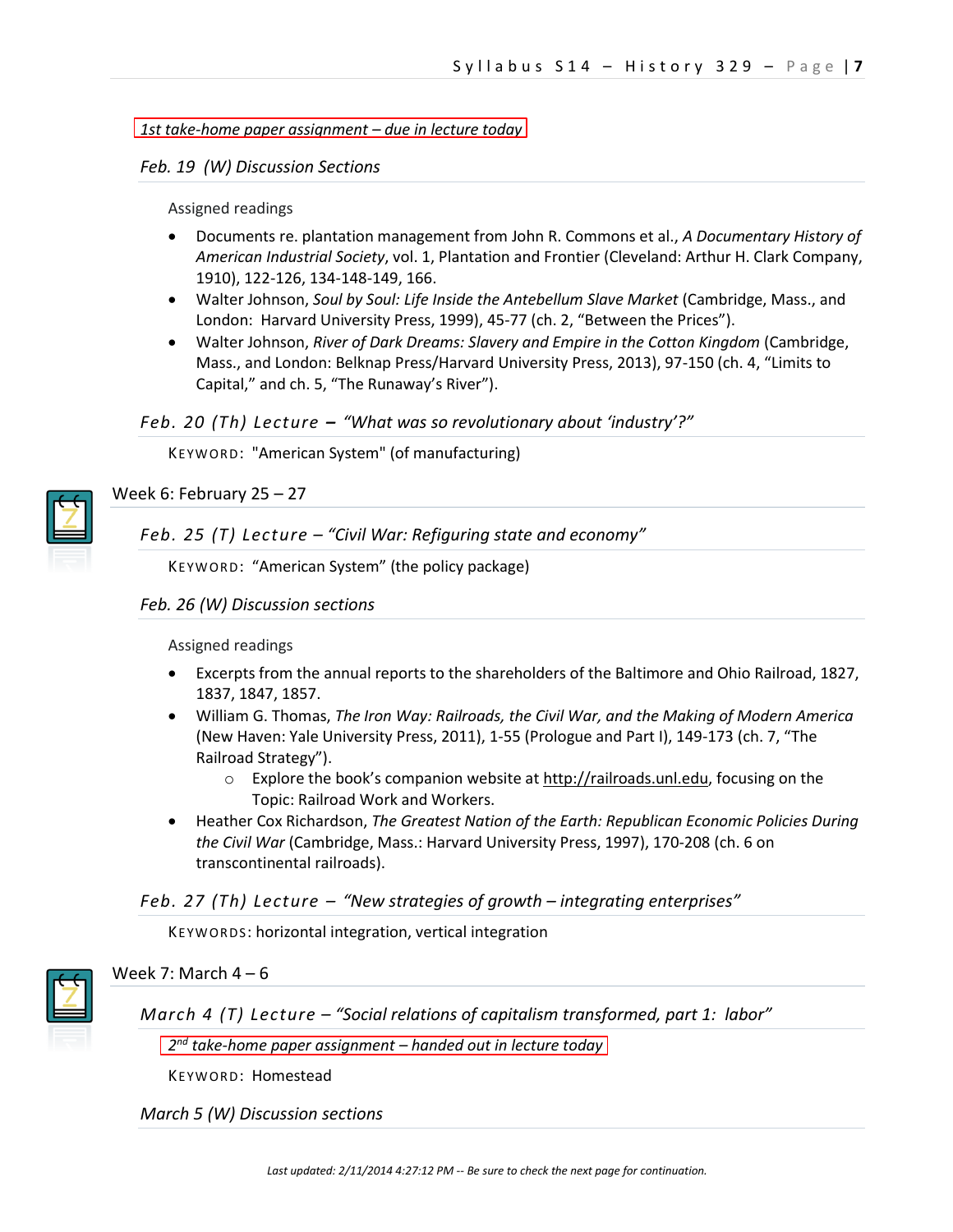*1st take-home paper assignment – due in lecture today*

### *Feb. 19 (W) Discussion Sections*

Assigned readings

- Documents re. plantation management from John R. Commons et al., *A Documentary History of American Industrial Society*, vol. 1, Plantation and Frontier (Cleveland: Arthur H. Clark Company, 1910), 122-126, 134-148-149, 166.
- Walter Johnson, *Soul by Soul: Life Inside the Antebellum Slave Market* (Cambridge, Mass., and London: Harvard University Press, 1999), 45-77 (ch. 2, "Between the Prices").
- Walter Johnson, *River of Dark Dreams: Slavery and Empire in the Cotton Kingdom* (Cambridge, Mass., and London: Belknap Press/Harvard University Press, 2013), 97-150 (ch. 4, "Limits to Capital," and ch. 5, "The Runaway's River").

### *Feb. 20 (Th) Lecture – "What was so revolutionary about 'industry'?"*

KEYWORD: "American System" (of manufacturing)

## Week 6: February 25 – 27

### *Feb. 25 (T) Lecture – "Civil War: Refiguring state and economy"*

KEYWORD: "American System" (the policy package)

### *Feb. 26 (W) Discussion sections*

Assigned readings

- Excerpts from the annual reports to the shareholders of the Baltimore and Ohio Railroad, 1827, 1837, 1847, 1857.
- William G. Thomas, *The Iron Way: Railroads, the Civil War, and the Making of Modern America* (New Haven: Yale University Press, 2011), 1-55 (Prologue and Part I), 149-173 (ch. 7, "The Railroad Strategy").
  - Explore the book's companion website at http://railroads.unl.edu, focusing on the Topic: Railroad Work and Workers.
- Heather Cox Richardson, *The Greatest Nation of the Earth: Republican Economic Policies During the Civil War* (Cambridge, Mass.: Harvard University Press, 1997), 170-208 (ch. 6 on transcontinental railroads).

### *Feb. 27 (Th) Lecture – "New strategies of growth – integrating enterprises"*

KEYWORDS: horizontal integration, vertical integration

## Week 7: March 4 – 6

### *March 4 (T) Lecture – "Social relations of capitalism transformed, part 1: labor"*

*2nd take-home paper assignment – handed out in lecture today*

KEYWORD: Homestead

### *March 5 (W) Discussion sections*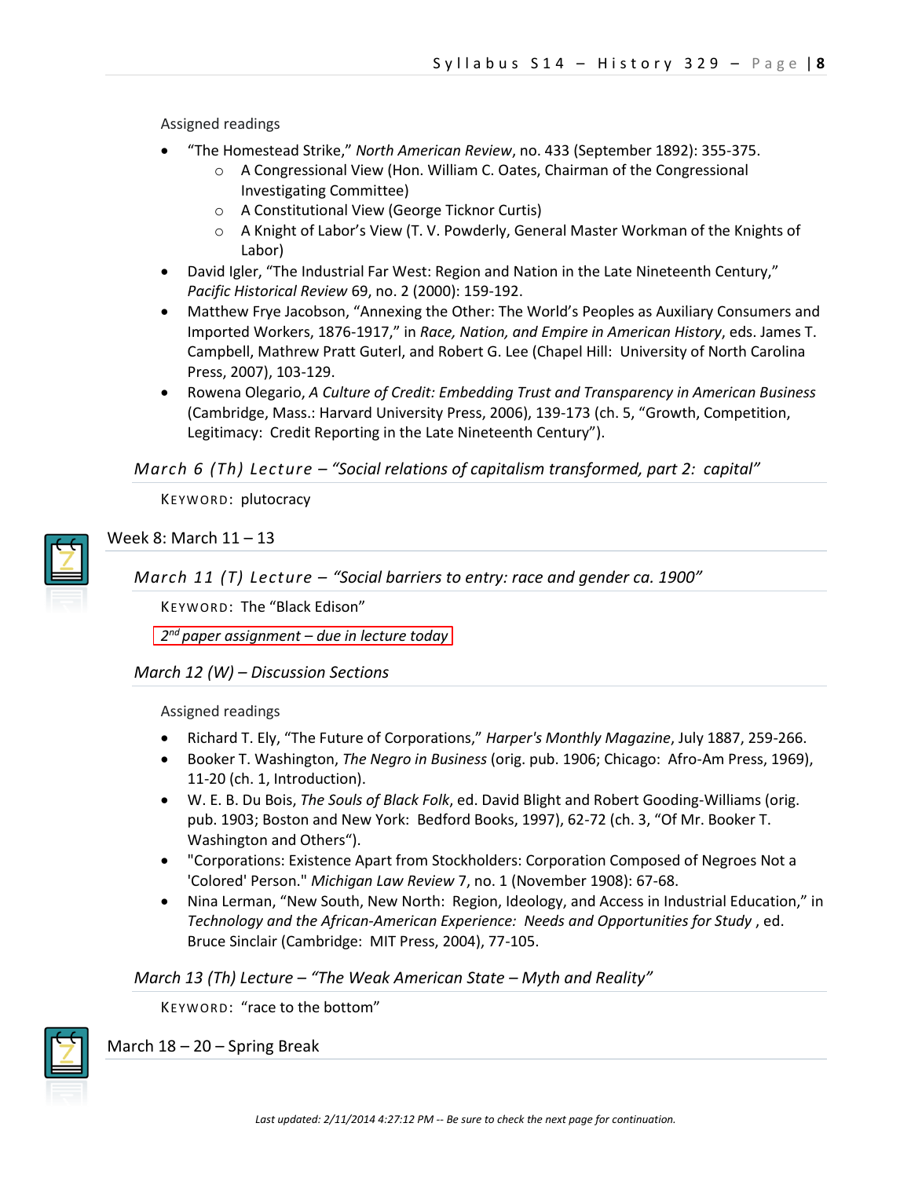Assigned readings

- "The Homestead Strike," *North American Review*, no. 433 (September 1892): 355-375.
    - A Congressional View (Hon. William C. Oates, Chairman of the Congressional Investigating Committee)
    - A Constitutional View (George Ticknor Curtis)
    - A Knight of Labor's View (T. V. Powderly, General Master Workman of the Knights of Labor)
- David Igler, "The Industrial Far West: Region and Nation in the Late Nineteenth Century," *Pacific Historical Review* 69, no. 2 (2000): 159-192.
- Matthew Frye Jacobson, "Annexing the Other: The World's Peoples as Auxiliary Consumers and Imported Workers, 1876-1917," in *Race, Nation, and Empire in American History*, eds. James T. Campbell, Mathrew Pratt Guterl, and Robert G. Lee (Chapel Hill: University of North Carolina Press, 2007), 103-129.
- Rowena Olegario, *A Culture of Credit: Embedding Trust and Transparency in American Business* (Cambridge, Mass.: Harvard University Press, 2006), 139-173 (ch. 5, "Growth, Competition, Legitimacy: Credit Reporting in the Late Nineteenth Century").

### *March 6 (Th) Lecture – "Social relations of capitalism transformed, part 2: capital"*

KEYWORD: plutocracy

## Week 8: March 11 – 13

### *March 11 (T) Lecture – "Social barriers to entry: race and gender ca. 1900"*

KEYWORD: The "Black Edison"

*2nd paper assignment – due in lecture today*

### *March 12 (W) – Discussion Sections*

Assigned readings

- Richard T. Ely, "The Future of Corporations," *Harper's Monthly Magazine*, July 1887, 259-266.
- Booker T. Washington, *The Negro in Business* (orig. pub. 1906; Chicago: Afro-Am Press, 1969), 11-20 (ch. 1, Introduction).
- W. E. B. Du Bois, *The Souls of Black Folk*, ed. David Blight and Robert Gooding-Williams (orig. pub. 1903; Boston and New York: Bedford Books, 1997), 62-72 (ch. 3, "Of Mr. Booker T. Washington and Others").
- "Corporations: Existence Apart from Stockholders: Corporation Composed of Negroes Not a 'Colored' Person." *Michigan Law Review* 7, no. 1 (November 1908): 67-68.
- Nina Lerman, "New South, New North: Region, Ideology, and Access in Industrial Education," in *Technology and the African-American Experience: Needs and Opportunities for Study* , ed. Bruce Sinclair (Cambridge: MIT Press, 2004), 77-105.

### *March 13 (Th) Lecture – "The Weak American State – Myth and Reality"*

KEYWORD: "race to the bottom"

## March 18 – 20 – Spring Break

*Last updated: 2/11/2014 4:27:12 PM -- Be sure to check the next page for continuation.*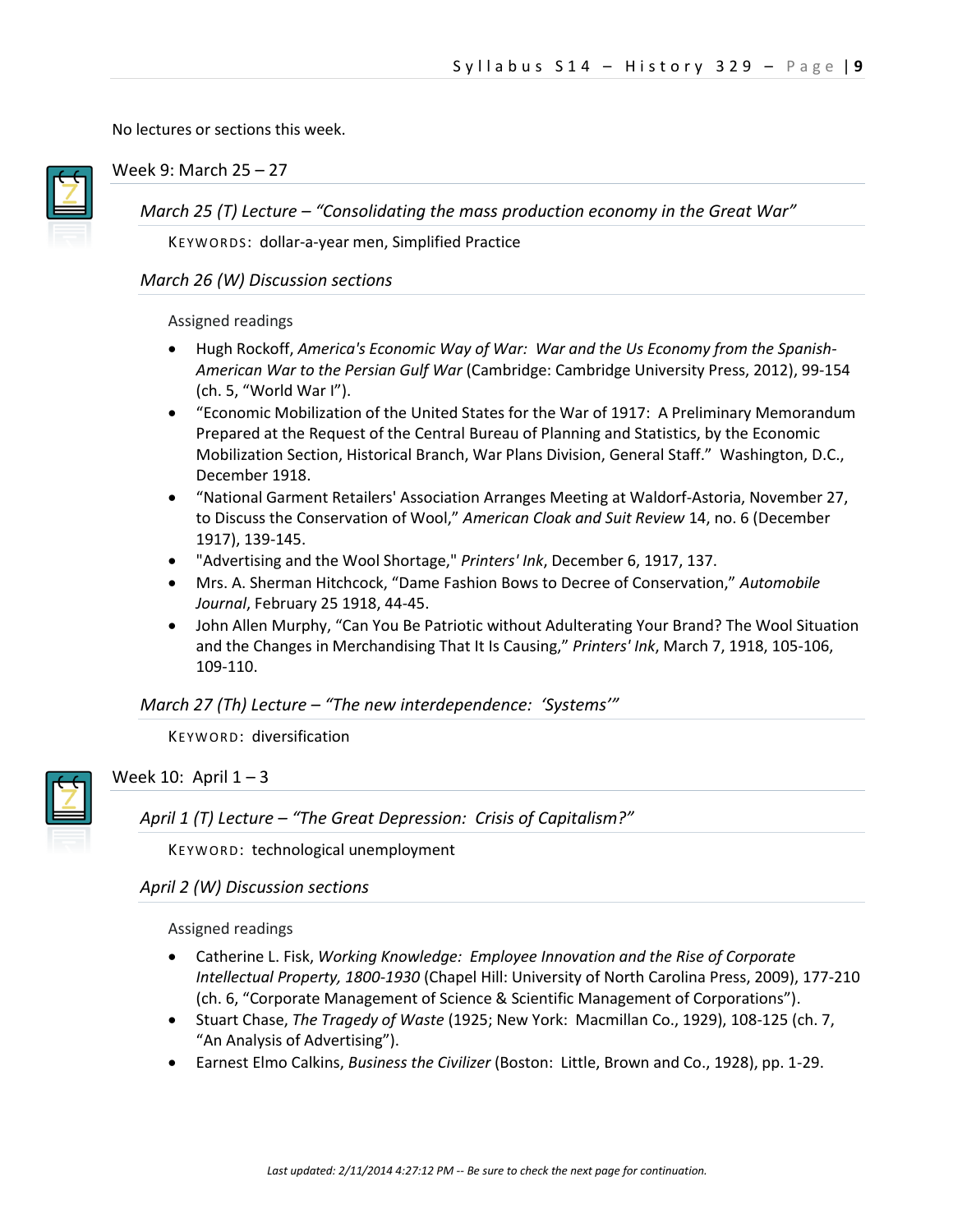No lectures or sections this week.

## Week 9: March 25 – 27

### *March 25 (T) Lecture – "Consolidating the mass production economy in the Great War"*

KEYWORDS: dollar-a-year men, Simplified Practice

### *March 26 (W) Discussion sections*

Assigned readings

- Hugh Rockoff, *America's Economic Way of War: War and the Us Economy from the Spanish-American War to the Persian Gulf War* (Cambridge: Cambridge University Press, 2012), 99-154 (ch. 5, "World War I").
- "Economic Mobilization of the United States for the War of 1917: A Preliminary Memorandum Prepared at the Request of the Central Bureau of Planning and Statistics, by the Economic Mobilization Section, Historical Branch, War Plans Division, General Staff." Washington, D.C., December 1918.
- "National Garment Retailers' Association Arranges Meeting at Waldorf-Astoria, November 27, to Discuss the Conservation of Wool," *American Cloak and Suit Review* 14, no. 6 (December 1917), 139-145.
- "Advertising and the Wool Shortage," *Printers' Ink*, December 6, 1917, 137.
- Mrs. A. Sherman Hitchcock, "Dame Fashion Bows to Decree of Conservation," *Automobile Journal*, February 25 1918, 44-45.
- John Allen Murphy, "Can You Be Patriotic without Adulterating Your Brand? The Wool Situation and the Changes in Merchandising That It Is Causing," *Printers' Ink*, March 7, 1918, 105-106, 109-110.

### *March 27 (Th) Lecture – "The new interdependence: 'Systems'"*

KEYWORD: diversification

## Week 10: April 1 – 3

### *April 1 (T) Lecture – "The Great Depression: Crisis of Capitalism?"*

KEYWORD: technological unemployment

### *April 2 (W) Discussion sections*

Assigned readings

- Catherine L. Fisk, *Working Knowledge: Employee Innovation and the Rise of Corporate Intellectual Property, 1800-1930* (Chapel Hill: University of North Carolina Press, 2009), 177-210 (ch. 6, "Corporate Management of Science & Scientific Management of Corporations").
- Stuart Chase, *The Tragedy of Waste* (1925; New York: Macmillan Co., 1929), 108-125 (ch. 7, "An Analysis of Advertising").
- Earnest Elmo Calkins, *Business the Civilizer* (Boston: Little, Brown and Co., 1928), pp. 1-29.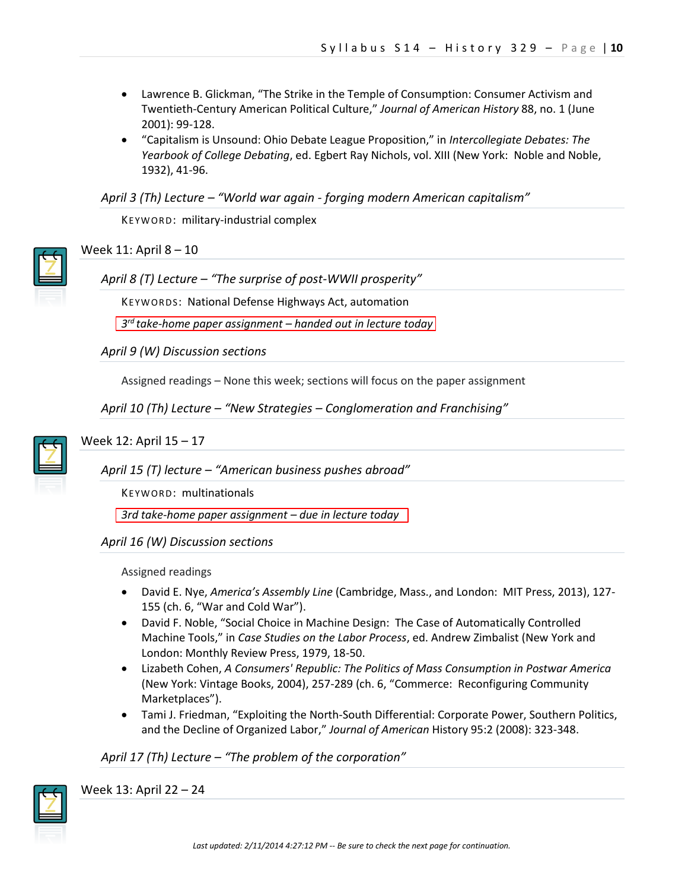- Lawrence B. Glickman, "The Strike in the Temple of Consumption: Consumer Activism and Twentieth-Century American Political Culture," *Journal of American History* 88, no. 1 (June 2001): 99-128.
- "Capitalism is Unsound: Ohio Debate League Proposition," in *Intercollegiate Debates: The Yearbook of College Debating*, ed. Egbert Ray Nichols, vol. XIII (New York: Noble and Noble, 1932), 41-96.

*April 3 (Th) Lecture – "World war again - forging modern American capitalism"*

KEYWORD: military-industrial complex

## Week 11: April 8 – 10

*April 8 (T) Lecture – "The surprise of post-WWII prosperity"*

KEYWORDS: National Defense Highways Act, automation

*3rd take-home paper assignment – handed out in lecture today*

*April 9 (W) Discussion sections*

Assigned readings – None this week; sections will focus on the paper assignment

*April 10 (Th) Lecture – "New Strategies – Conglomeration and Franchising"*

## Week 12: April 15 – 17

*April 15 (T) lecture – "American business pushes abroad"*

KEYWORD: multinationals

*3rd take-home paper assignment – due in lecture today*

*April 16 (W) Discussion sections*

Assigned readings

- David E. Nye, *America's Assembly Line* (Cambridge, Mass., and London: MIT Press, 2013), 127-155 (ch. 6, "War and Cold War").
- David F. Noble, "Social Choice in Machine Design: The Case of Automatically Controlled Machine Tools," in *Case Studies on the Labor Process*, ed. Andrew Zimbalist (New York and London: Monthly Review Press, 1979, 18-50.
- Lizabeth Cohen, *A Consumers' Republic: The Politics of Mass Consumption in Postwar America* (New York: Vintage Books, 2004), 257-289 (ch. 6, "Commerce: Reconfiguring Community Marketplaces").
- Tami J. Friedman, "Exploiting the North-South Differential: Corporate Power, Southern Politics, and the Decline of Organized Labor," *Journal of American* History 95:2 (2008): 323-348.

*April 17 (Th) Lecture – "The problem of the corporation"*

## Week 13: April 22 – 24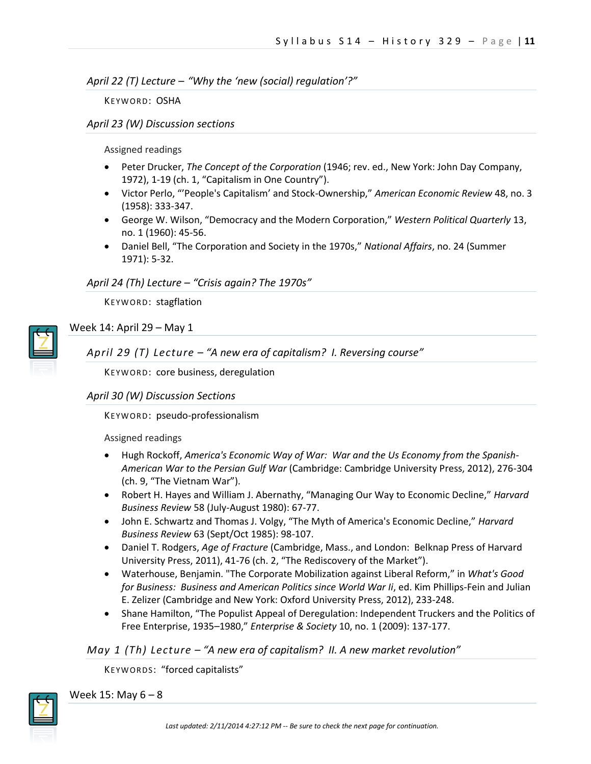*April 22 (T) Lecture – "Why the 'new (social) regulation'?"*

KEYWORD: OSHA

*April 23 (W) Discussion sections*

Assigned readings

- Peter Drucker, *The Concept of the Corporation* (1946; rev. ed., New York: John Day Company, 1972), 1-19 (ch. 1, "Capitalism in One Country").
- Victor Perlo, "'People's Capitalism' and Stock-Ownership," *American Economic Review* 48, no. 3 (1958): 333-347.
- George W. Wilson, "Democracy and the Modern Corporation," *Western Political Quarterly* 13, no. 1 (1960): 45-56.
- Daniel Bell, "The Corporation and Society in the 1970s," *National Affairs*, no. 24 (Summer 1971): 5-32.

*April 24 (Th) Lecture – "Crisis again? The 1970s"*

KEYWORD: stagflation

## Week 14: April 29 – May 1

*April 29 (T) Lecture – "A new era of capitalism? I. Reversing course"*

KEYWORD: core business, deregulation

*April 30 (W) Discussion Sections*

KEYWORD: pseudo-professionalism

Assigned readings

- Hugh Rockoff, *America's Economic Way of War: War and the Us Economy from the Spanish-American War to the Persian Gulf War* (Cambridge: Cambridge University Press, 2012), 276-304 (ch. 9, "The Vietnam War").
- Robert H. Hayes and William J. Abernathy, "Managing Our Way to Economic Decline," *Harvard Business Review* 58 (July-August 1980): 67-77.
- John E. Schwartz and Thomas J. Volgy, "The Myth of America's Economic Decline," *Harvard Business Review* 63 (Sept/Oct 1985): 98-107.
- Daniel T. Rodgers, *Age of Fracture* (Cambridge, Mass., and London: Belknap Press of Harvard University Press, 2011), 41-76 (ch. 2, "The Rediscovery of the Market").
- Waterhouse, Benjamin. "The Corporate Mobilization against Liberal Reform," in *What's Good for Business: Business and American Politics since World War Ii*, ed. Kim Phillips-Fein and Julian E. Zelizer (Cambridge and New York: Oxford University Press, 2012), 233-248.
- Shane Hamilton, "The Populist Appeal of Deregulation: Independent Truckers and the Politics of Free Enterprise, 1935–1980," *Enterprise & Society* 10, no. 1 (2009): 137-177.

*May 1 (Th) Lecture – "A new era of capitalism? II. A new market revolution"*

KEYWORDS: "forced capitalists"

## Week 15: May 6 – 8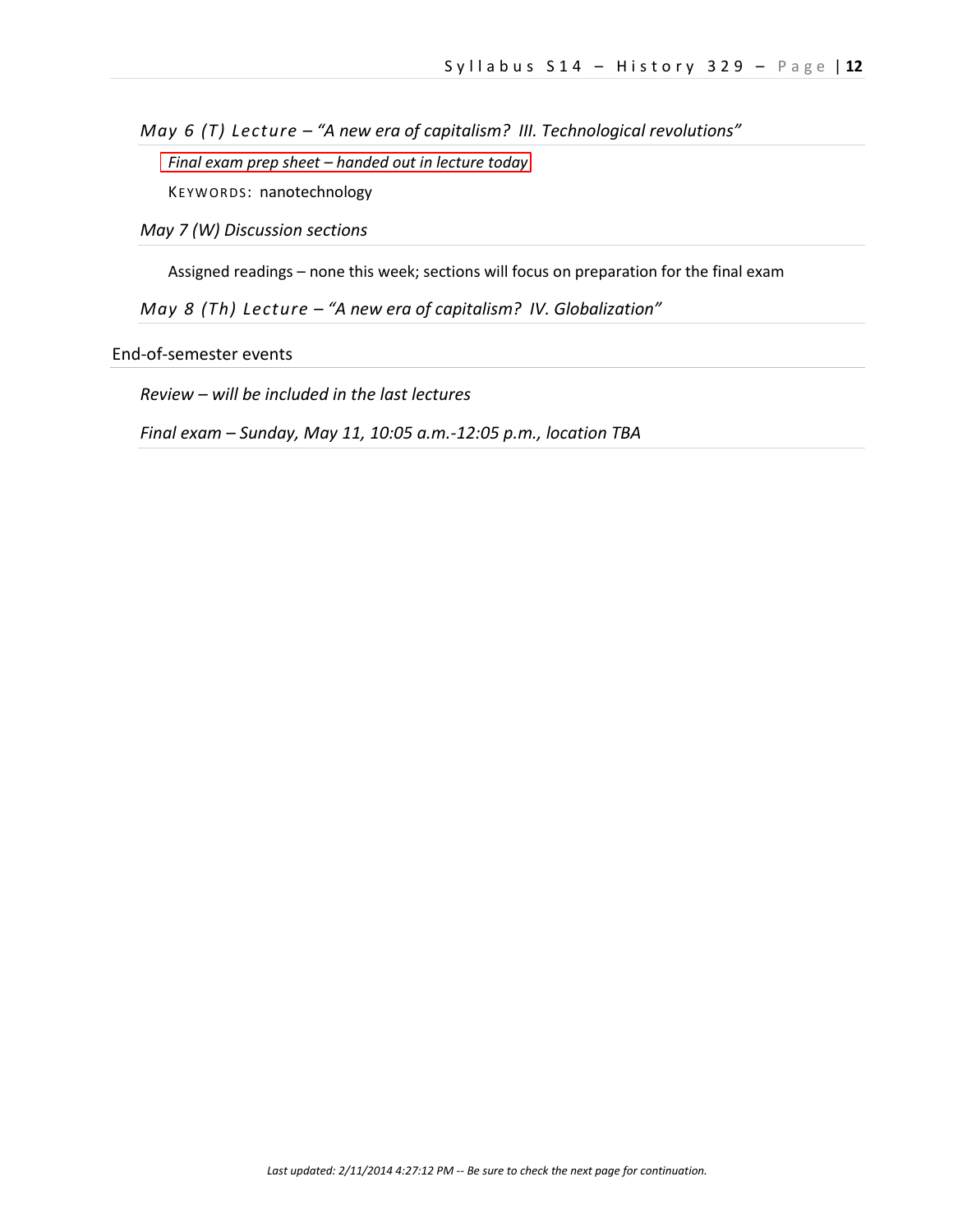*May 6 (T) Lecture – "A new era of capitalism? III. Technological revolutions"*

*Final exam prep sheet – handed out in lecture today*

KEYWORDS: nanotechnology

*May 7 (W) Discussion sections*

Assigned readings – none this week; sections will focus on preparation for the final exam

*May 8 (Th) Lecture – "A new era of capitalism? IV. Globalization"*

## End-of-semester events

*Review – will be included in the last lectures*

*Final exam – Sunday, May 11, 10:05 a.m.-12:05 p.m., location TBA*